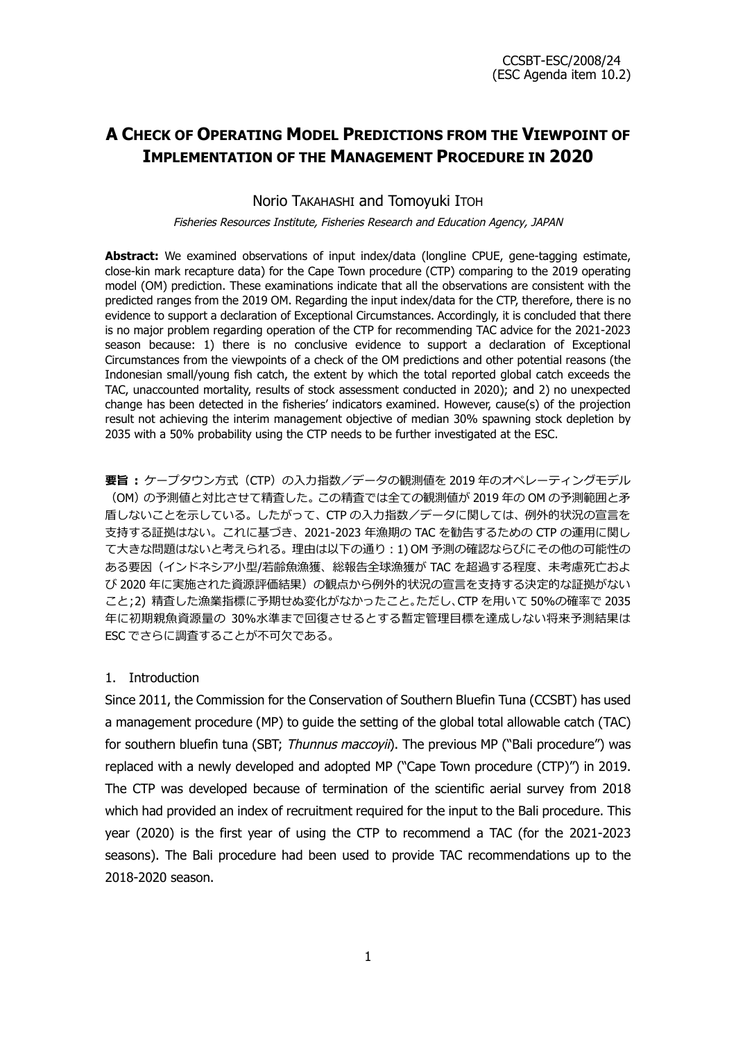CCSBT-ESC/2008/24
(ESC Agenda item 10.2)

# A CHECK OF OPERATING MODEL PREDICTIONS FROM THE VIEWPOINT OF IMPLEMENTATION OF THE MANAGEMENT PROCEDURE IN 2020

Norio TAKAHASHI and Tomoyuki ITOH

*Fisheries Resources Institute, Fisheries Research and Education Agency, JAPAN*

**Abstract:** We examined observations of input index/data (longline CPUE, gene-tagging estimate, close-kin mark recapture data) for the Cape Town procedure (CTP) comparing to the 2019 operating model (OM) prediction. These examinations indicate that all the observations are consistent with the predicted ranges from the 2019 OM. Regarding the input index/data for the CTP, therefore, there is no evidence to support a declaration of Exceptional Circumstances. Accordingly, it is concluded that there is no major problem regarding operation of the CTP for recommending TAC advice for the 2021-2023 season because: 1) there is no conclusive evidence to support a declaration of Exceptional Circumstances from the viewpoints of a check of the OM predictions and other potential reasons (the Indonesian small/young fish catch, the extent by which the total reported global catch exceeds the TAC, unaccounted mortality, results of stock assessment conducted in 2020); and 2) no unexpected change has been detected in the fisheries' indicators examined. However, cause(s) of the projection result not achieving the interim management objective of median 30% spawning stock depletion by 2035 with a 50% probability using the CTP needs to be further investigated at the ESC.

**要旨：** ケープタウン方式（CTP）の入力指数／データの観測値を 2019 年のオペレーティングモデル（OM）の予測値と対比させて精査した。この精査では全ての観測値が 2019 年の OM の予測範囲と矛盾しないことを示している。したがって、CTP の入力指数／データに関しては、例外的状況の宣言を支持する証拠はない。これに基づき、2021-2023 年漁期の TAC を勧告するための CTP の運用に関して大きな問題はないと考えられる。理由は以下の通り：1) OM 予測の確認ならびにその他の可能性のある要因（インドネシア小型/若齢魚漁獲、総報告全球漁獲が TAC を超過する程度、未考慮死亡および 2020 年に実施された資源評価結果）の観点から例外的状況の宣言を支持する決定的な証拠がないこと;2) 精査した漁業指標に予期せぬ変化がなかったこと。ただし、CTP を用いて 50%の確率で 2035 年に初期親魚資源量の 30%水準まで回復させるとする暫定管理目標を達成しない将来予測結果は ESC でさらに調査することが不可欠である。

## 1. Introduction

Since 2011, the Commission for the Conservation of Southern Bluefin Tuna (CCSBT) has used a management procedure (MP) to guide the setting of the global total allowable catch (TAC) for southern bluefin tuna (SBT; *Thunnus maccoyii*). The previous MP ("Bali procedure") was replaced with a newly developed and adopted MP ("Cape Town procedure (CTP)") in 2019. The CTP was developed because of termination of the scientific aerial survey from 2018 which had provided an index of recruitment required for the input to the Bali procedure. This year (2020) is the first year of using the CTP to recommend a TAC (for the 2021-2023 seasons). The Bali procedure had been used to provide TAC recommendations up to the 2018-2020 season.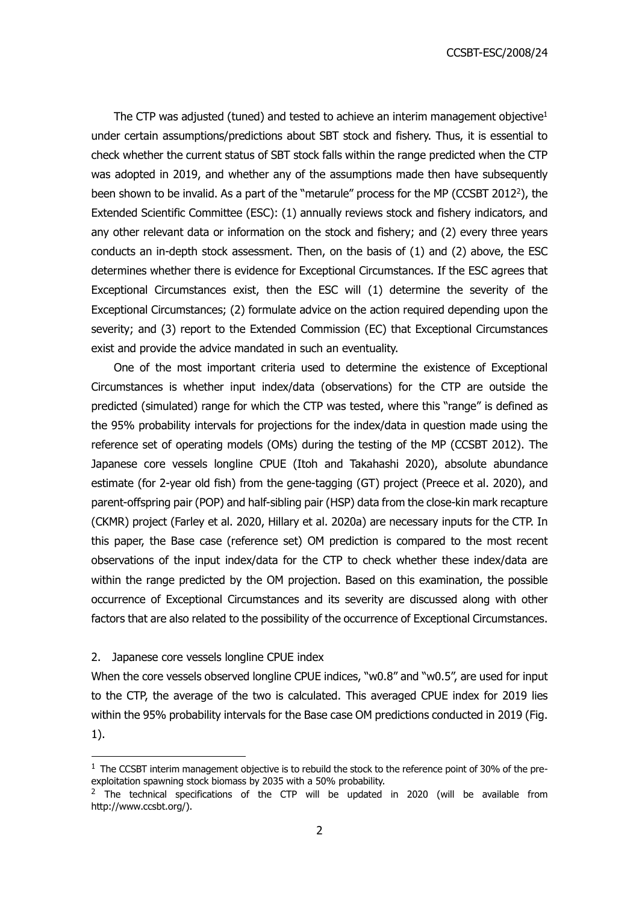The CTP was adjusted (tuned) and tested to achieve an interim management objective[1] under certain assumptions/predictions about SBT stock and fishery. Thus, it is essential to check whether the current status of SBT stock falls within the range predicted when the CTP was adopted in 2019, and whether any of the assumptions made then have subsequently been shown to be invalid. As a part of the "metarule" process for the MP (CCSBT 2012[2]), the Extended Scientific Committee (ESC): (1) annually reviews stock and fishery indicators, and any other relevant data or information on the stock and fishery; and (2) every three years conducts an in-depth stock assessment. Then, on the basis of (1) and (2) above, the ESC determines whether there is evidence for Exceptional Circumstances. If the ESC agrees that Exceptional Circumstances exist, then the ESC will (1) determine the severity of the Exceptional Circumstances; (2) formulate advice on the action required depending upon the severity; and (3) report to the Extended Commission (EC) that Exceptional Circumstances exist and provide the advice mandated in such an eventuality.

One of the most important criteria used to determine the existence of Exceptional Circumstances is whether input index/data (observations) for the CTP are outside the predicted (simulated) range for which the CTP was tested, where this "range" is defined as the 95% probability intervals for projections for the index/data in question made using the reference set of operating models (OMs) during the testing of the MP (CCSBT 2012). The Japanese core vessels longline CPUE (Itoh and Takahashi 2020), absolute abundance estimate (for 2-year old fish) from the gene-tagging (GT) project (Preece et al. 2020), and parent-offspring pair (POP) and half-sibling pair (HSP) data from the close-kin mark recapture (CKMR) project (Farley et al. 2020, Hillary et al. 2020a) are necessary inputs for the CTP. In this paper, the Base case (reference set) OM prediction is compared to the most recent observations of the input index/data for the CTP to check whether these index/data are within the range predicted by the OM projection. Based on this examination, the possible occurrence of Exceptional Circumstances and its severity are discussed along with other factors that are also related to the possibility of the occurrence of Exceptional Circumstances.

## 2. Japanese core vessels longline CPUE index

When the core vessels observed longline CPUE indices, "w0.8" and "w0.5", are used for input to the CTP, the average of the two is calculated. This averaged CPUE index for 2019 lies within the 95% probability intervals for the Base case OM predictions conducted in 2019 (Fig. 1).

---

[1] The CCSBT interim management objective is to rebuild the stock to the reference point of 30% of the pre-exploitation spawning stock biomass by 2035 with a 50% probability.

[2] The technical specifications of the CTP will be updated in 2020 (will be available from http://www.ccsbt.org/).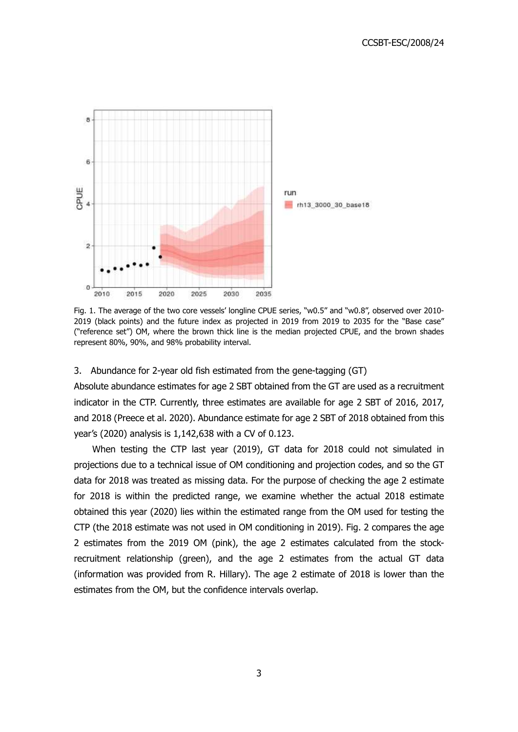Fig. 1. The average of the two core vessels' longline CPUE series, "w0.5" and "w0.8", observed over 2010-2019 (black points) and the future index as projected in 2019 from 2019 to 2035 for the "Base case" ("reference set") OM, where the brown thick line is the median projected CPUE, and the brown shades represent 80%, 90%, and 98% probability interval.

3. Abundance for 2-year old fish estimated from the gene-tagging (GT)

Absolute abundance estimates for age 2 SBT obtained from the GT are used as a recruitment indicator in the CTP. Currently, three estimates are available for age 2 SBT of 2016, 2017, and 2018 (Preece et al. 2020). Abundance estimate for age 2 SBT of 2018 obtained from this year's (2020) analysis is 1,142,638 with a CV of 0.123.

When testing the CTP last year (2019), GT data for 2018 could not simulated in projections due to a technical issue of OM conditioning and projection codes, and so the GT data for 2018 was treated as missing data. For the purpose of checking the age 2 estimate for 2018 is within the predicted range, we examine whether the actual 2018 estimate obtained this year (2020) lies within the estimated range from the OM used for testing the CTP (the 2018 estimate was not used in OM conditioning in 2019). Fig. 2 compares the age 2 estimates from the 2019 OM (pink), the age 2 estimates calculated from the stock-recruitment relationship (green), and the age 2 estimates from the actual GT data (information was provided from R. Hillary). The age 2 estimate of 2018 is lower than the estimates from the OM, but the confidence intervals overlap.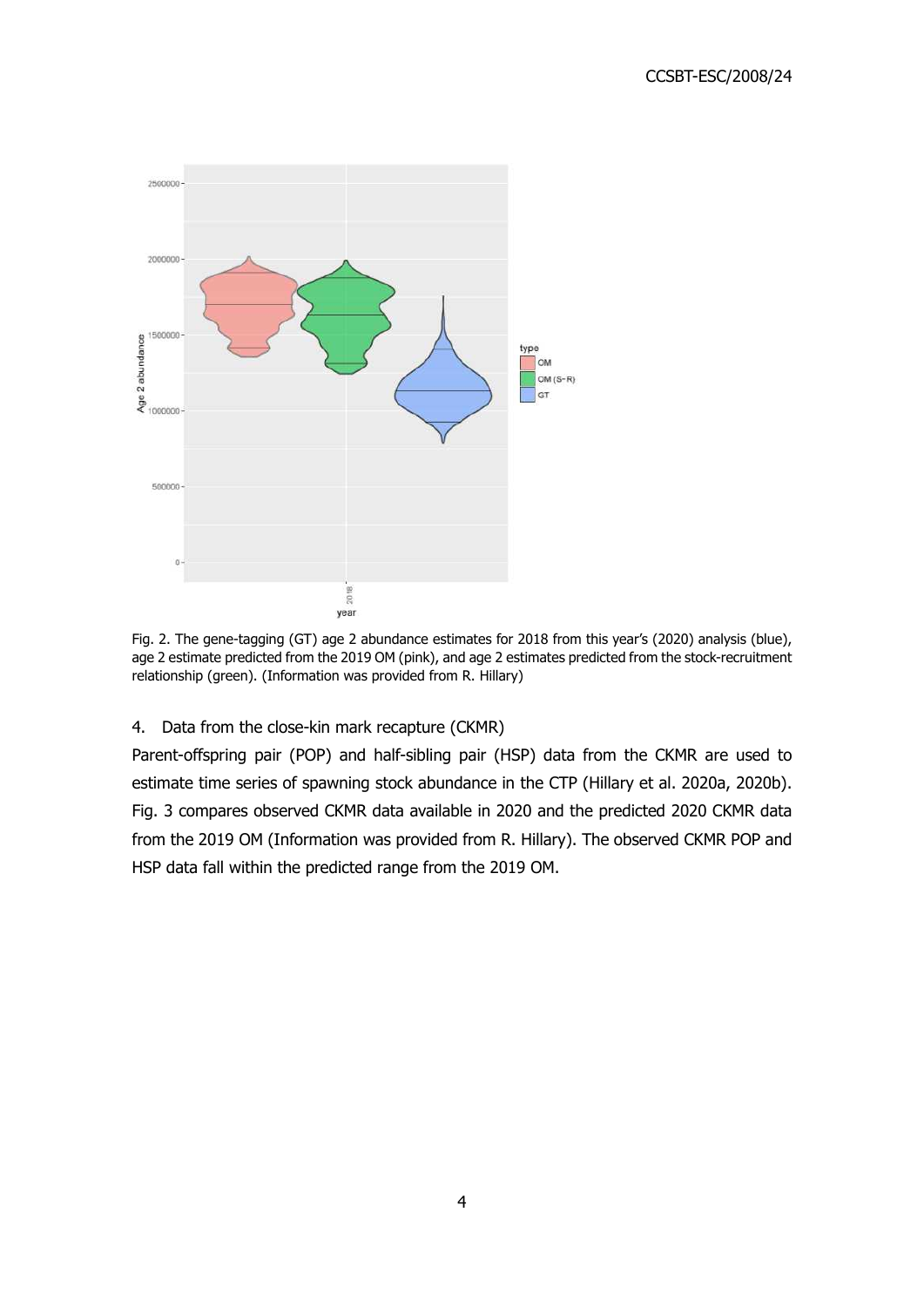Fig. 2. The gene-tagging (GT) age 2 abundance estimates for 2018 from this year's (2020) analysis (blue), age 2 estimate predicted from the 2019 OM (pink), and age 2 estimates predicted from the stock-recruitment relationship (green). (Information was provided from R. Hillary)

4. Data from the close-kin mark recapture (CKMR)

Parent-offspring pair (POP) and half-sibling pair (HSP) data from the CKMR are used to estimate time series of spawning stock abundance in the CTP (Hillary et al. 2020a, 2020b). Fig. 3 compares observed CKMR data available in 2020 and the predicted 2020 CKMR data from the 2019 OM (Information was provided from R. Hillary). The observed CKMR POP and HSP data fall within the predicted range from the 2019 OM.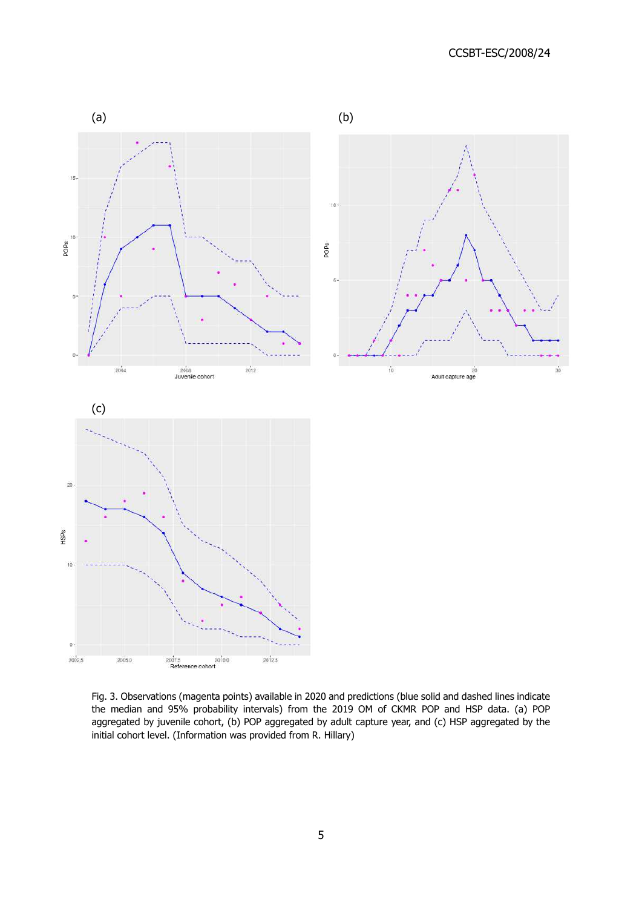(a)

(b)

(c)

Fig. 3. Observations (magenta points) available in 2020 and predictions (blue solid and dashed lines indicate the median and 95% probability intervals) from the 2019 OM of CKMR POP and HSP data. (a) POP aggregated by juvenile cohort, (b) POP aggregated by adult capture year, and (c) HSP aggregated by the initial cohort level. (Information was provided from R. Hillary)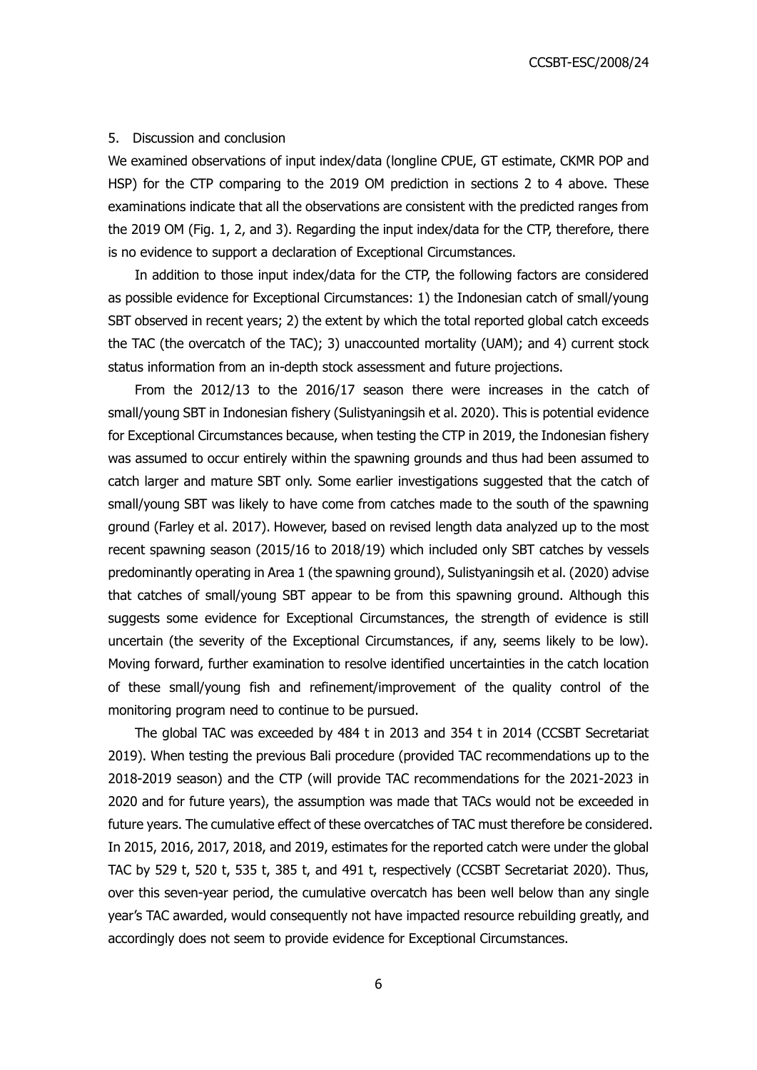## 5. Discussion and conclusion

We examined observations of input index/data (longline CPUE, GT estimate, CKMR POP and HSP) for the CTP comparing to the 2019 OM prediction in sections 2 to 4 above. These examinations indicate that all the observations are consistent with the predicted ranges from the 2019 OM (Fig. 1, 2, and 3). Regarding the input index/data for the CTP, therefore, there is no evidence to support a declaration of Exceptional Circumstances.

In addition to those input index/data for the CTP, the following factors are considered as possible evidence for Exceptional Circumstances: 1) the Indonesian catch of small/young SBT observed in recent years; 2) the extent by which the total reported global catch exceeds the TAC (the overcatch of the TAC); 3) unaccounted mortality (UAM); and 4) current stock status information from an in-depth stock assessment and future projections.

From the 2012/13 to the 2016/17 season there were increases in the catch of small/young SBT in Indonesian fishery (Sulistyaningsih et al. 2020). This is potential evidence for Exceptional Circumstances because, when testing the CTP in 2019, the Indonesian fishery was assumed to occur entirely within the spawning grounds and thus had been assumed to catch larger and mature SBT only. Some earlier investigations suggested that the catch of small/young SBT was likely to have come from catches made to the south of the spawning ground (Farley et al. 2017). However, based on revised length data analyzed up to the most recent spawning season (2015/16 to 2018/19) which included only SBT catches by vessels predominantly operating in Area 1 (the spawning ground), Sulistyaningsih et al. (2020) advise that catches of small/young SBT appear to be from this spawning ground. Although this suggests some evidence for Exceptional Circumstances, the strength of evidence is still uncertain (the severity of the Exceptional Circumstances, if any, seems likely to be low). Moving forward, further examination to resolve identified uncertainties in the catch location of these small/young fish and refinement/improvement of the quality control of the monitoring program need to continue to be pursued.

The global TAC was exceeded by 484 t in 2013 and 354 t in 2014 (CCSBT Secretariat 2019). When testing the previous Bali procedure (provided TAC recommendations up to the 2018-2019 season) and the CTP (will provide TAC recommendations for the 2021-2023 in 2020 and for future years), the assumption was made that TACs would not be exceeded in future years. The cumulative effect of these overcatches of TAC must therefore be considered. In 2015, 2016, 2017, 2018, and 2019, estimates for the reported catch were under the global TAC by 529 t, 520 t, 535 t, 385 t, and 491 t, respectively (CCSBT Secretariat 2020). Thus, over this seven-year period, the cumulative overcatch has been well below than any single year's TAC awarded, would consequently not have impacted resource rebuilding greatly, and accordingly does not seem to provide evidence for Exceptional Circumstances.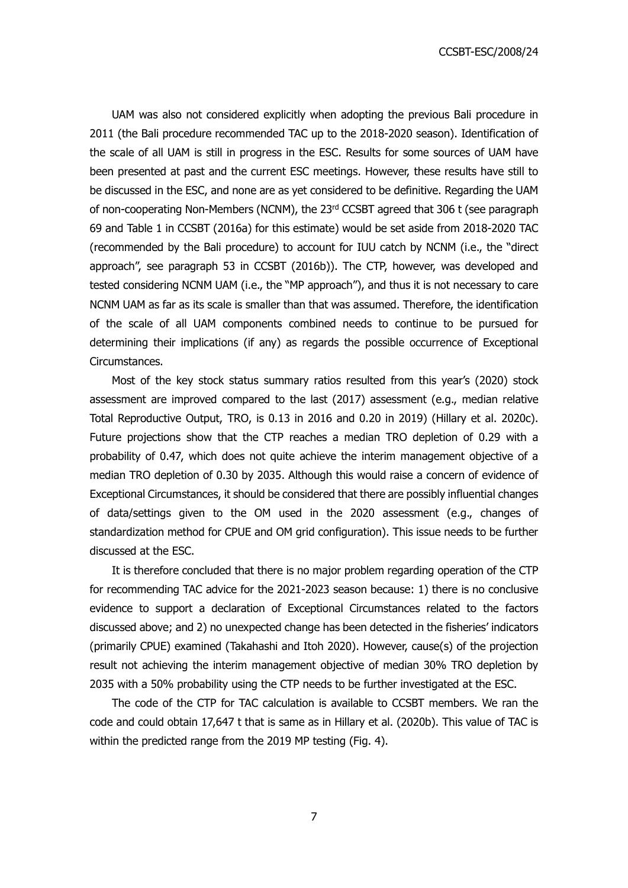UAM was also not considered explicitly when adopting the previous Bali procedure in 2011 (the Bali procedure recommended TAC up to the 2018-2020 season). Identification of the scale of all UAM is still in progress in the ESC. Results for some sources of UAM have been presented at past and the current ESC meetings. However, these results have still to be discussed in the ESC, and none are as yet considered to be definitive. Regarding the UAM of non-cooperating Non-Members (NCNM), the 23rd CCSBT agreed that 306 t (see paragraph 69 and Table 1 in CCSBT (2016a) for this estimate) would be set aside from 2018-2020 TAC (recommended by the Bali procedure) to account for IUU catch by NCNM (i.e., the "direct approach", see paragraph 53 in CCSBT (2016b)). The CTP, however, was developed and tested considering NCNM UAM (i.e., the "MP approach"), and thus it is not necessary to care NCNM UAM as far as its scale is smaller than that was assumed. Therefore, the identification of the scale of all UAM components combined needs to continue to be pursued for determining their implications (if any) as regards the possible occurrence of Exceptional Circumstances.

Most of the key stock status summary ratios resulted from this year's (2020) stock assessment are improved compared to the last (2017) assessment (e.g., median relative Total Reproductive Output, TRO, is 0.13 in 2016 and 0.20 in 2019) (Hillary et al. 2020c). Future projections show that the CTP reaches a median TRO depletion of 0.29 with a probability of 0.47, which does not quite achieve the interim management objective of a median TRO depletion of 0.30 by 2035. Although this would raise a concern of evidence of Exceptional Circumstances, it should be considered that there are possibly influential changes of data/settings given to the OM used in the 2020 assessment (e.g., changes of standardization method for CPUE and OM grid configuration). This issue needs to be further discussed at the ESC.

It is therefore concluded that there is no major problem regarding operation of the CTP for recommending TAC advice for the 2021-2023 season because: 1) there is no conclusive evidence to support a declaration of Exceptional Circumstances related to the factors discussed above; and 2) no unexpected change has been detected in the fisheries' indicators (primarily CPUE) examined (Takahashi and Itoh 2020). However, cause(s) of the projection result not achieving the interim management objective of median 30% TRO depletion by 2035 with a 50% probability using the CTP needs to be further investigated at the ESC.

The code of the CTP for TAC calculation is available to CCSBT members. We ran the code and could obtain 17,647 t that is same as in Hillary et al. (2020b). This value of TAC is within the predicted range from the 2019 MP testing (Fig. 4).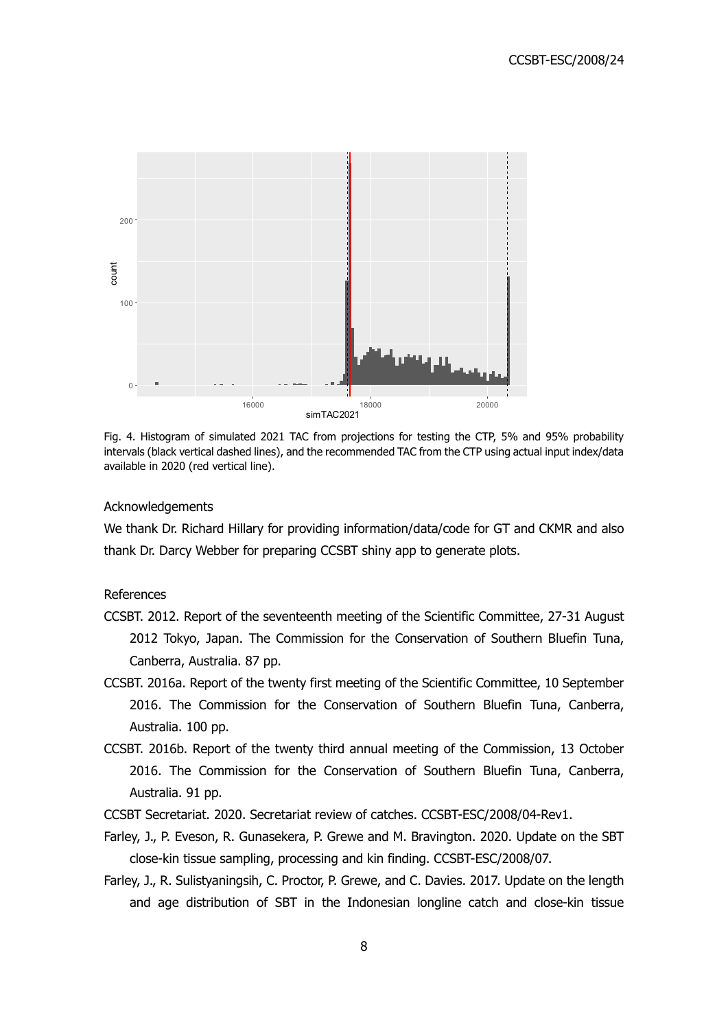Fig. 4. Histogram of simulated 2021 TAC from projections for testing the CTP, 5% and 95% probability intervals (black vertical dashed lines), and the recommended TAC from the CTP using actual input index/data available in 2020 (red vertical line).

Acknowledgements

We thank Dr. Richard Hillary for providing information/data/code for GT and CKMR and also thank Dr. Darcy Webber for preparing CCSBT shiny app to generate plots.

References

CCSBT. 2012. Report of the seventeenth meeting of the Scientific Committee, 27-31 August 2012 Tokyo, Japan. The Commission for the Conservation of Southern Bluefin Tuna, Canberra, Australia. 87 pp.

CCSBT. 2016a. Report of the twenty first meeting of the Scientific Committee, 10 September 2016. The Commission for the Conservation of Southern Bluefin Tuna, Canberra, Australia. 100 pp.

CCSBT. 2016b. Report of the twenty third annual meeting of the Commission, 13 October 2016. The Commission for the Conservation of Southern Bluefin Tuna, Canberra, Australia. 91 pp.

CCSBT Secretariat. 2020. Secretariat review of catches. CCSBT-ESC/2008/04-Rev1.

Farley, J., P. Eveson, R. Gunasekera, P. Grewe and M. Bravington. 2020. Update on the SBT close-kin tissue sampling, processing and kin finding. CCSBT-ESC/2008/07.

Farley, J., R. Sulistyaningsih, C. Proctor, P. Grewe, and C. Davies. 2017. Update on the length and age distribution of SBT in the Indonesian longline catch and close-kin tissue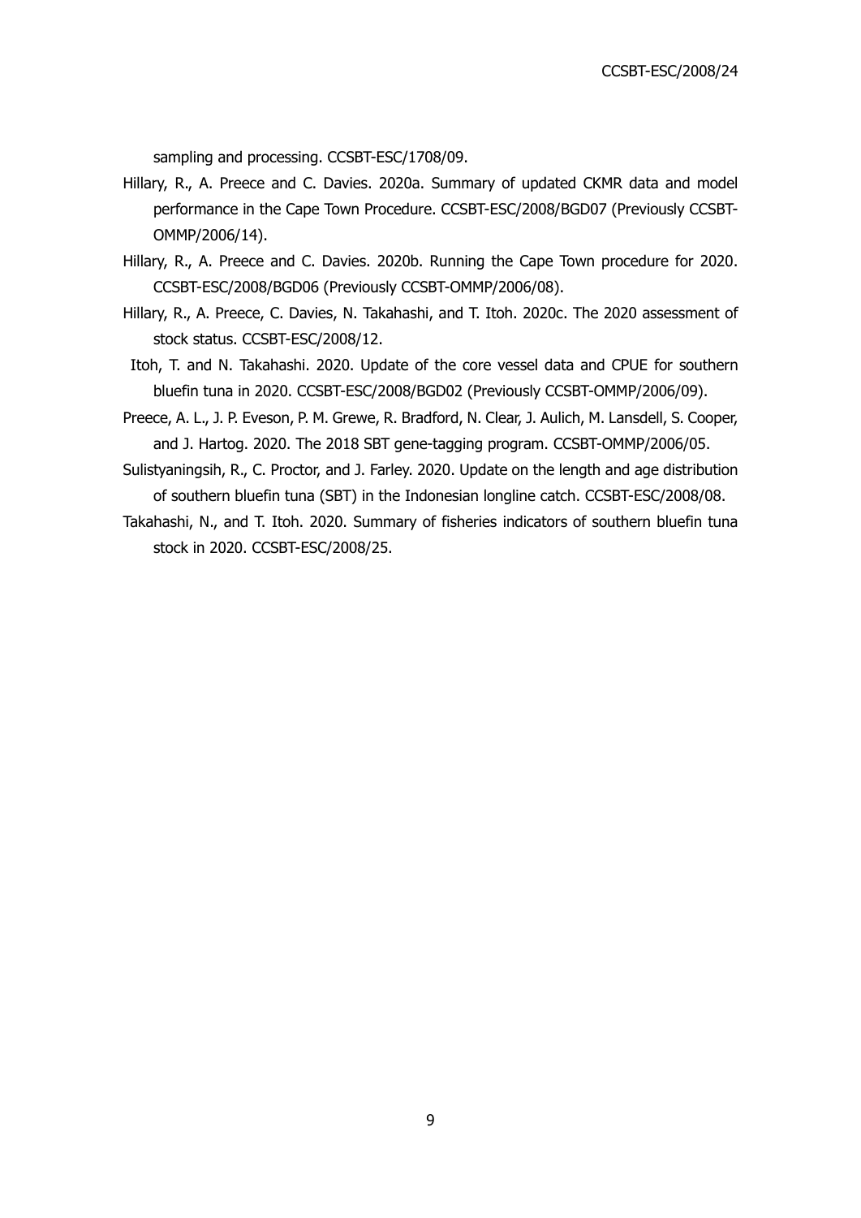sampling and processing. CCSBT-ESC/1708/09.

Hillary, R., A. Preece and C. Davies. 2020a. Summary of updated CKMR data and model performance in the Cape Town Procedure. CCSBT-ESC/2008/BGD07 (Previously CCSBT-OMMP/2006/14).

Hillary, R., A. Preece and C. Davies. 2020b. Running the Cape Town procedure for 2020. CCSBT-ESC/2008/BGD06 (Previously CCSBT-OMMP/2006/08).

Hillary, R., A. Preece, C. Davies, N. Takahashi, and T. Itoh. 2020c. The 2020 assessment of stock status. CCSBT-ESC/2008/12.

Itoh, T. and N. Takahashi. 2020. Update of the core vessel data and CPUE for southern bluefin tuna in 2020. CCSBT-ESC/2008/BGD02 (Previously CCSBT-OMMP/2006/09).

Preece, A. L., J. P. Eveson, P. M. Grewe, R. Bradford, N. Clear, J. Aulich, M. Lansdell, S. Cooper, and J. Hartog. 2020. The 2018 SBT gene-tagging program. CCSBT-OMMP/2006/05.

Sulistyaningsih, R., C. Proctor, and J. Farley. 2020. Update on the length and age distribution of southern bluefin tuna (SBT) in the Indonesian longline catch. CCSBT-ESC/2008/08.

Takahashi, N., and T. Itoh. 2020. Summary of fisheries indicators of southern bluefin tuna stock in 2020. CCSBT-ESC/2008/25.